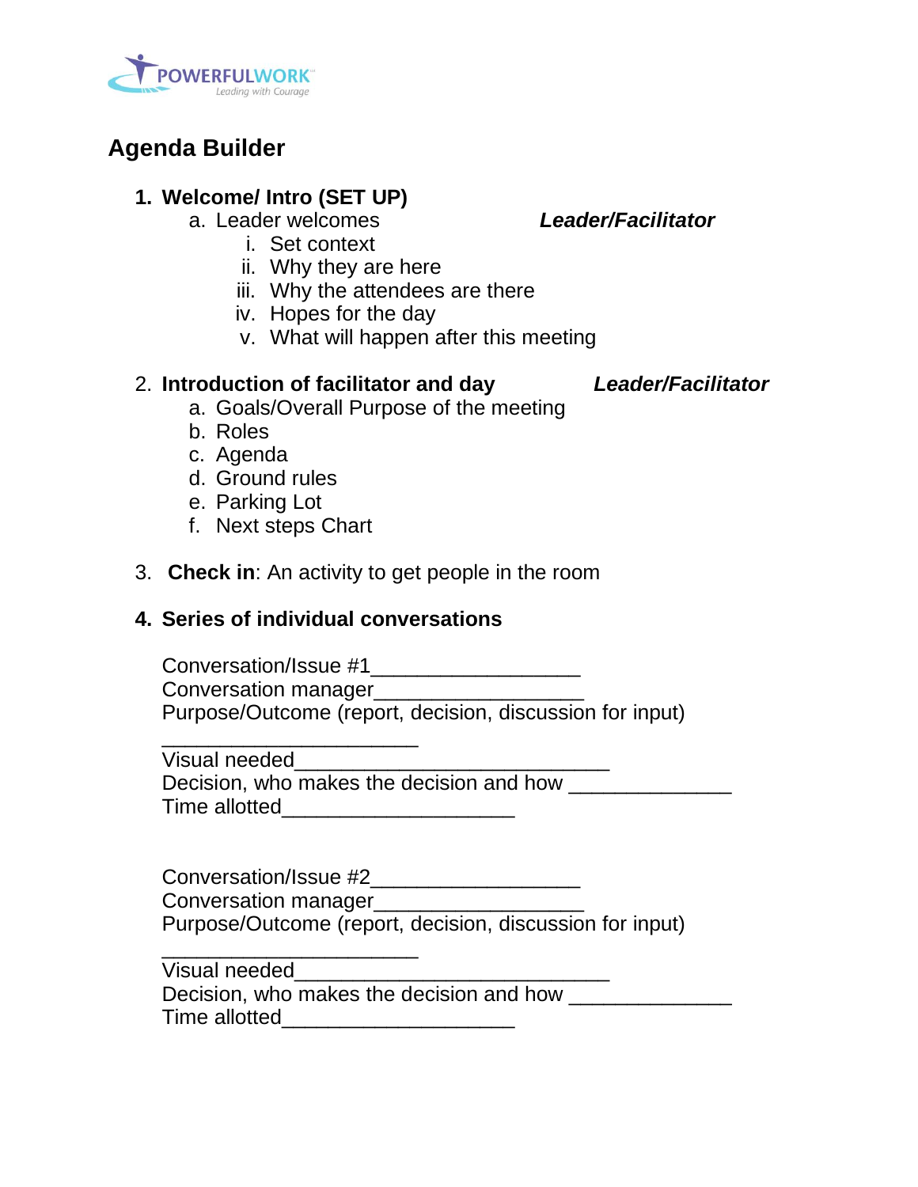# Agenda Builder

1. **Welcome/ Intro (SET UP)**
   a. Leader welcomes — ***Leader/Facilitator***
      i. Set context
      ii. Why they are here
      iii. Why the attendees are there
      iv. Hopes for the day
      v. What will happen after this meeting

2. **Introduction of facilitator and day** — ***Leader/Facilitator***
   a. Goals/Overall Purpose of the meeting
   b. Roles
   c. Agenda
   d. Ground rules
   e. Parking Lot
   f. Next steps Chart

3. **Check in**: An activity to get people in the room

4. **Series of individual conversations**

   Conversation/Issue #1__________________
   Conversation manager__________________
   Purpose/Outcome (report, decision, discussion for input)
   ______________________
   Visual needed___________________________
   Decision, who makes the decision and how ______________
   Time allotted____________________

   Conversation/Issue #2__________________
   Conversation manager__________________
   Purpose/Outcome (report, decision, discussion for input)
   ______________________
   Visual needed___________________________
   Decision, who makes the decision and how ______________
   Time allotted____________________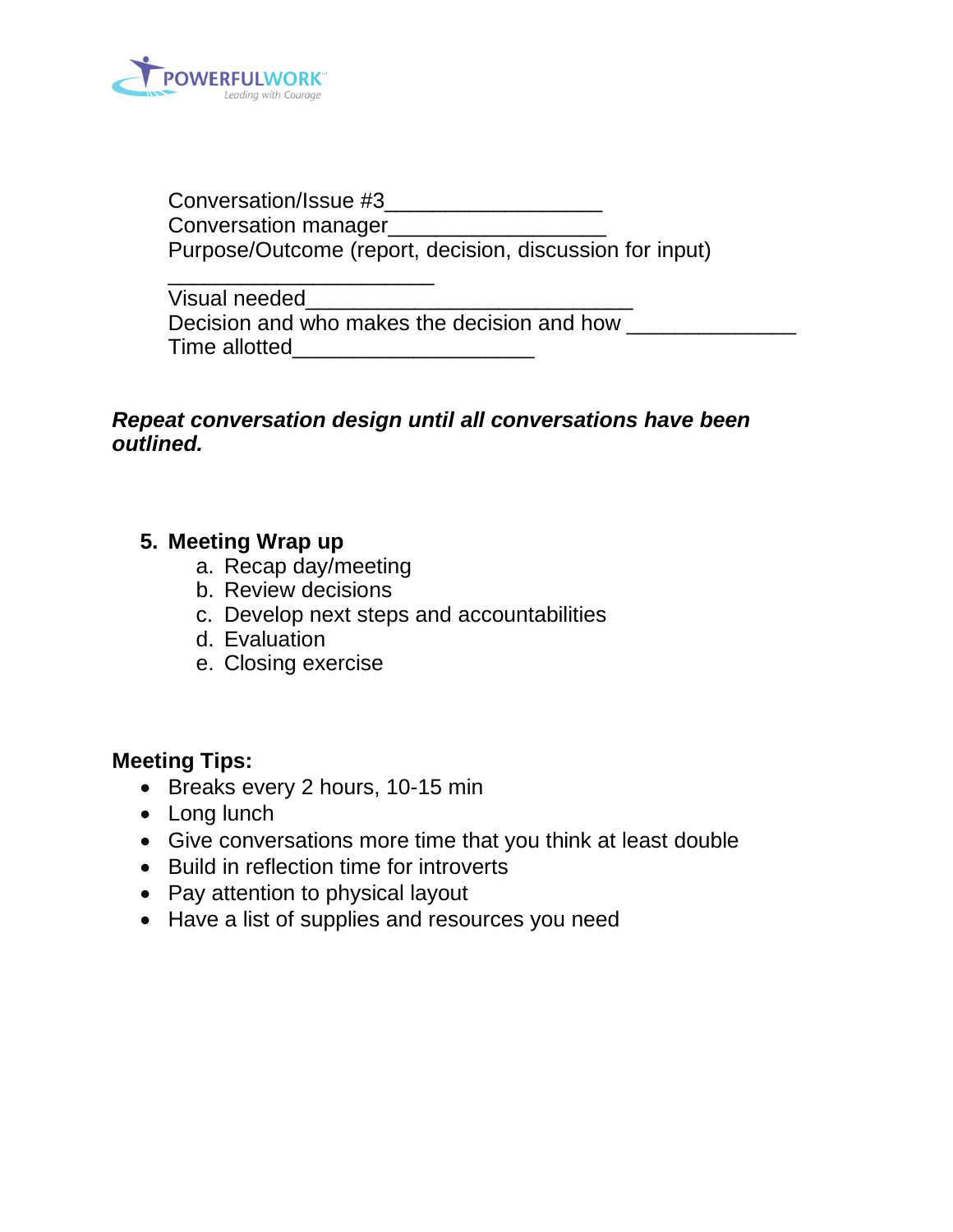Conversation/Issue #3__________________
Conversation manager__________________
Purpose/Outcome (report, decision, discussion for input)
______________________
Visual needed___________________________
Decision and who makes the decision and how ______________
Time allotted____________________

***Repeat conversation design until all conversations have been outlined.***

5. **Meeting Wrap up**
    a. Recap day/meeting
    b. Review decisions
    c. Develop next steps and accountabilities
    d. Evaluation
    e. Closing exercise

**Meeting Tips:**

- Breaks every 2 hours, 10-15 min
- Long lunch
- Give conversations more time that you think at least double
- Build in reflection time for introverts
- Pay attention to physical layout
- Have a list of supplies and resources you need